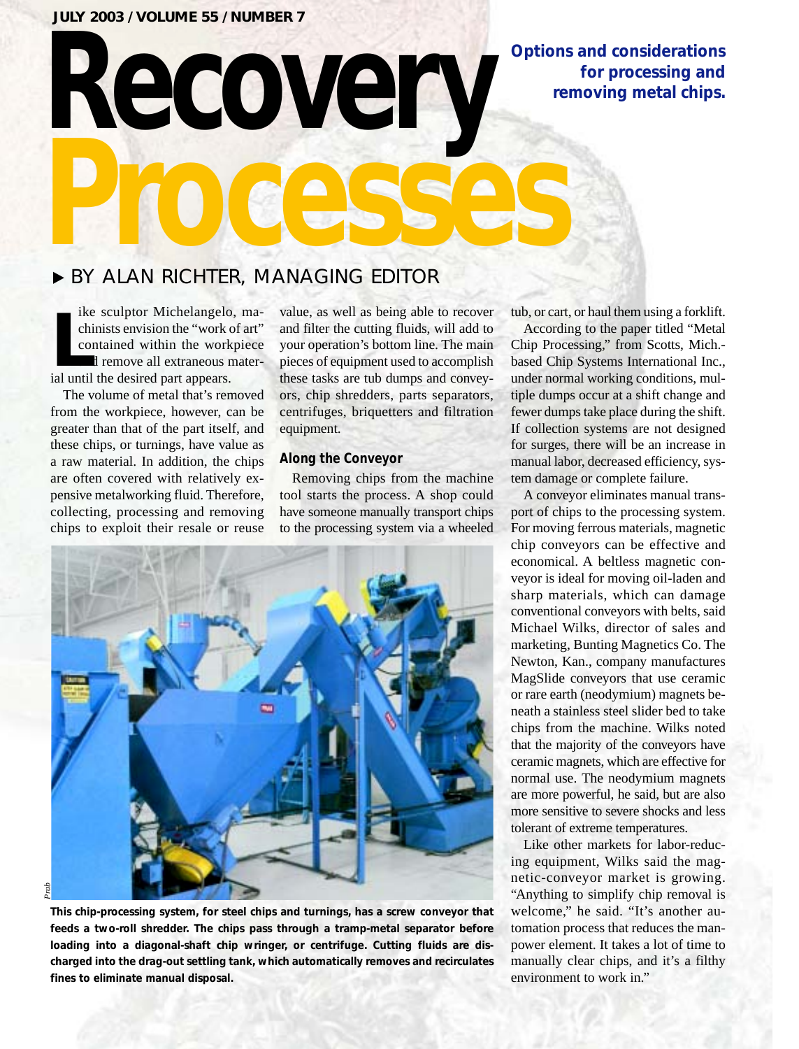# Recovery Processes

**Options and considerations for processing and removing metal chips.**

BY ALAN RICHTER, MANAGING EDITOR

Like sculptor Michelangelo, machinists envision the "work of art" contained within the workpiece and remove all extraneous material until the desired part appears.

The volume of metal that's removed from the workpiece, however, can be greater than that of the part itself, and these chips, or turnings, have value as a raw material. In addition, the chips are often covered with relatively expensive metalworking fluid. Therefore, collecting, processing and removing chips to exploit their resale or reuse value, as well as being able to recover and filter the cutting fluids, will add to your operation's bottom line. The main pieces of equipment used to accomplish these tasks are tub dumps and conveyors, chip shredders, parts separators, centrifuges, briquetters and filtration equipment.

## Along the Conveyor

Removing chips from the machine tool starts the process. A shop could have someone manually transport chips to the processing system via a wheeled tub, or cart, or haul them using a forklift.

According to the paper titled "Metal Chip Processing," from Scotts, Mich.-based Chip Systems International Inc., under normal working conditions, multiple dumps occur at a shift change and fewer dumps take place during the shift. If collection systems are not designed for surges, there will be an increase in manual labor, decreased efficiency, system damage or complete failure.

A conveyor eliminates manual transport of chips to the processing system. For moving ferrous materials, magnetic chip conveyors can be effective and economical. A beltless magnetic conveyor is ideal for moving oil-laden and sharp materials, which can damage conventional conveyors with belts, said Michael Wilks, director of sales and marketing, Bunting Magnetics Co. The Newton, Kan., company manufactures MagSlide conveyors that use ceramic or rare earth (neodymium) magnets beneath a stainless steel slider bed to take chips from the machine. Wilks noted that the majority of the conveyors have ceramic magnets, which are effective for normal use. The neodymium magnets are more powerful, he said, but are also more sensitive to severe shocks and less tolerant of extreme temperatures.

Like other markets for labor-reducing equipment, Wilks said the magnetic-conveyor market is growing. "Anything to simplify chip removal is welcome," he said. "It's another automation process that reduces the manpower element. It takes a lot of time to manually clear chips, and it's a filthy environment to work in."

*Prab*

**This chip-processing system, for steel chips and turnings, has a screw conveyor that feeds a two-roll shredder. The chips pass through a tramp-metal separator before loading into a diagonal-shaft chip wringer, or centrifuge. Cutting fluids are discharged into the drag-out settling tank, which automatically removes and recirculates fines to eliminate manual disposal.**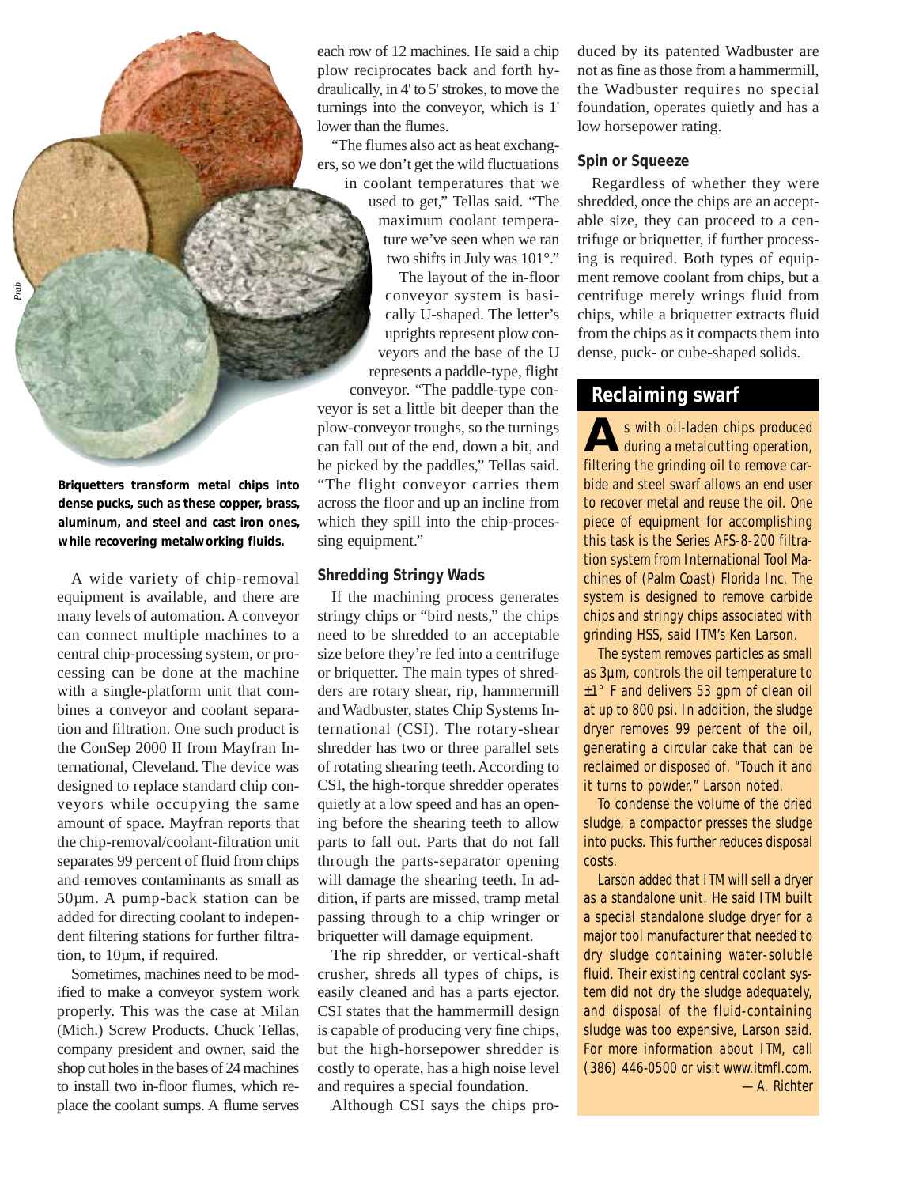Briquetters transform metal chips into dense pucks, such as these copper, brass, aluminum, and steel and cast iron ones, while recovering metalworking fluids.

A wide variety of chip-removal equipment is available, and there are many levels of automation. A conveyor can connect multiple machines to a central chip-processing system, or processing can be done at the machine with a single-platform unit that combines a conveyor and coolant separation and filtration. One such product is the ConSep 2000 II from Mayfran International, Cleveland. The device was designed to replace standard chip conveyors while occupying the same amount of space. Mayfran reports that the chip-removal/coolant-filtration unit separates 99 percent of fluid from chips and removes contaminants as small as 50µm. A pump-back station can be added for directing coolant to independent filtering stations for further filtration, to 10µm, if required.

Sometimes, machines need to be modified to make a conveyor system work properly. This was the case at Milan (Mich.) Screw Products. Chuck Tellas, company president and owner, said the shop cut holes in the bases of 24 machines to install two in-floor flumes, which replace the coolant sumps. A flume serves each row of 12 machines. He said a chip plow reciprocates back and forth hydraulically, in 4' to 5' strokes, to move the turnings into the conveyor, which is 1' lower than the flumes.

"The flumes also act as heat exchangers, so we don't get the wild fluctuations in coolant temperatures that we used to get," Tellas said. "The maximum coolant temperature we've seen when we ran two shifts in July was 101°."

The layout of the in-floor conveyor system is basically U-shaped. The letter's uprights represent plow conveyors and the base of the U represents a paddle-type, flight conveyor. "The paddle-type conveyor is set a little bit deeper than the plow-conveyor troughs, so the turnings can fall out of the end, down a bit, and be picked by the paddles," Tellas said. "The flight conveyor carries them across the floor and up an incline from which they spill into the chip-processing equipment."

### Shredding Stringy Wads

If the machining process generates stringy chips or "bird nests," the chips need to be shredded to an acceptable size before they're fed into a centrifuge or briquetter. The main types of shredders are rotary shear, rip, hammermill and Wadbuster, states Chip Systems International (CSI). The rotary-shear shredder has two or three parallel sets of rotating shearing teeth. According to CSI, the high-torque shredder operates quietly at a low speed and has an opening before the shearing teeth to allow parts to fall out. Parts that do not fall through the parts-separator opening will damage the shearing teeth. In addition, if parts are missed, tramp metal passing through to a chip wringer or briquetter will damage equipment.

The rip shredder, or vertical-shaft crusher, shreds all types of chips, is easily cleaned and has a parts ejector. CSI states that the hammermill design is capable of producing very fine chips, but the high-horsepower shredder is costly to operate, has a high noise level and requires a special foundation.

Although CSI says the chips produced by its patented Wadbuster are not as fine as those from a hammermill, the Wadbuster requires no special foundation, operates quietly and has a low horsepower rating.

### Spin or Squeeze

Regardless of whether they were shredded, once the chips are an acceptable size, they can proceed to a centrifuge or briquetter, if further processing is required. Both types of equipment remove coolant from chips, but a centrifuge merely wrings fluid from chips, while a briquetter extracts fluid from the chips as it compacts them into dense, puck- or cube-shaped solids.

## Reclaiming swarf

As with oil-laden chips produced during a metalcutting operation, filtering the grinding oil to remove carbide and steel swarf allows an end user to recover metal and reuse the oil. One piece of equipment for accomplishing this task is the Series AFS-8-200 filtration system from International Tool Machines of (Palm Coast) Florida Inc. The system is designed to remove carbide chips and stringy chips associated with grinding HSS, said ITM's Ken Larson.

The system removes particles as small as 3µm, controls the oil temperature to ±1° F and delivers 53 gpm of clean oil at up to 800 psi. In addition, the sludge dryer removes 99 percent of the oil, generating a circular cake that can be reclaimed or disposed of. "Touch it and it turns to powder," Larson noted.

To condense the volume of the dried sludge, a compactor presses the sludge into pucks. This further reduces disposal costs.

Larson added that ITM will sell a dryer as a standalone unit. He said ITM built a special standalone sludge dryer for a major tool manufacturer that needed to dry sludge containing water-soluble fluid. Their existing central coolant system did not dry the sludge adequately, and disposal of the fluid-containing sludge was too expensive, Larson said. For more information about ITM, call (386) 446-0500 or visit www.itmfl.com.

—A. Richter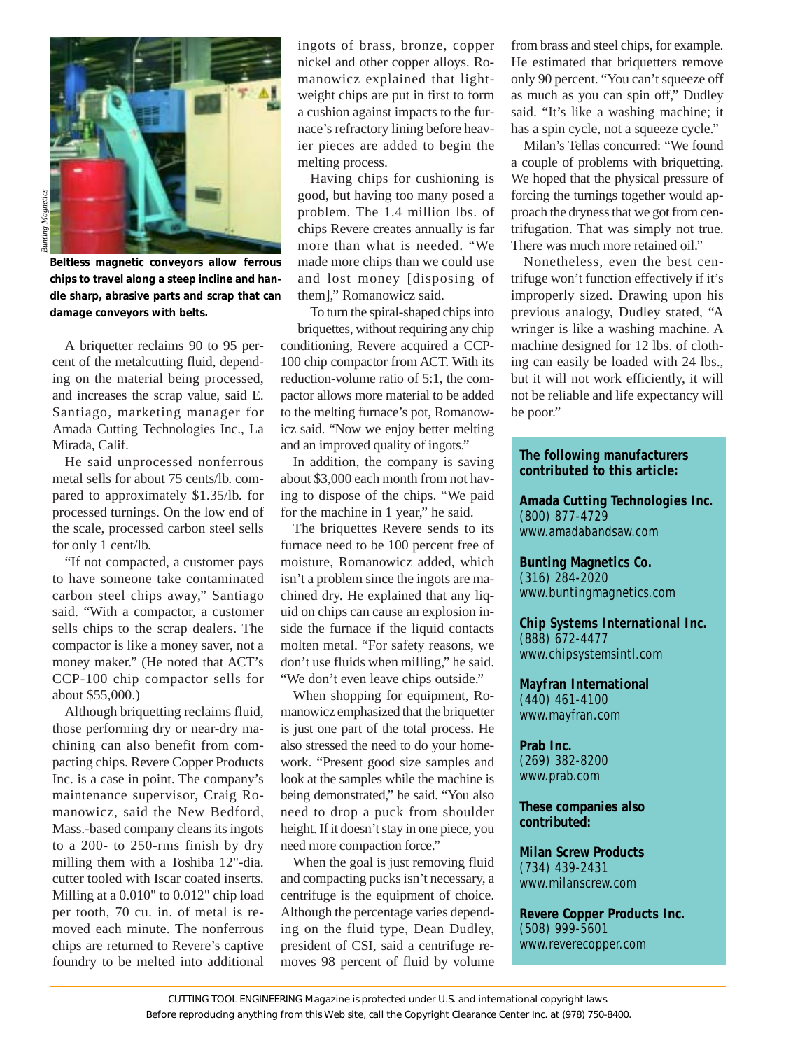Beltless magnetic conveyors allow ferrous chips to travel along a steep incline and handle sharp, abrasive parts and scrap that can damage conveyors with belts.

*Bunting Magnetics*

A briquetter reclaims 90 to 95 percent of the metalcutting fluid, depending on the material being processed, and increases the scrap value, said E. Santiago, marketing manager for Amada Cutting Technologies Inc., La Mirada, Calif.

He said unprocessed nonferrous metal sells for about 75 cents/lb. compared to approximately $1.35/lb. for processed turnings. On the low end of the scale, processed carbon steel sells for only 1 cent/lb.

"If not compacted, a customer pays to have someone take contaminated carbon steel chips away," Santiago said. "With a compactor, a customer sells chips to the scrap dealers. The compactor is like a money saver, not a money maker." (He noted that ACT's CCP-100 chip compactor sells for about $55,000.)

Although briquetting reclaims fluid, those performing dry or near-dry machining can also benefit from compacting chips. Revere Copper Products Inc. is a case in point. The company's maintenance supervisor, Craig Romanowicz, said the New Bedford, Mass.-based company cleans its ingots to a 200- to 250-rms finish by dry milling them with a Toshiba 12"-dia. cutter tooled with Iscar coated inserts. Milling at a 0.010" to 0.012" chip load per tooth, 70 cu. in. of metal is removed each minute. The nonferrous chips are returned to Revere's captive foundry to be melted into additional ingots of brass, bronze, copper nickel and other copper alloys. Romanowicz explained that lightweight chips are put in first to form a cushion against impacts to the furnace's refractory lining before heavier pieces are added to begin the melting process.

Having chips for cushioning is good, but having too many posed a problem. The 1.4 million lbs. of chips Revere creates annually is far more than what is needed. "We made more chips than we could use and lost money [disposing of them]," Romanowicz said.

To turn the spiral-shaped chips into briquettes, without requiring any chip conditioning, Revere acquired a CCP-100 chip compactor from ACT. With its reduction-volume ratio of 5:1, the compactor allows more material to be added to the melting furnace's pot, Romanowicz said. "Now we enjoy better melting and an improved quality of ingots."

In addition, the company is saving about $3,000 each month from not having to dispose of the chips. "We paid for the machine in 1 year," he said.

The briquettes Revere sends to its furnace need to be 100 percent free of moisture, Romanowicz added, which isn't a problem since the ingots are machined dry. He explained that any liquid on chips can cause an explosion inside the furnace if the liquid contacts molten metal. "For safety reasons, we don't use fluids when milling," he said. "We don't even leave chips outside."

When shopping for equipment, Romanowicz emphasized that the briquetter is just one part of the total process. He also stressed the need to do your homework. "Present good size samples and look at the samples while the machine is being demonstrated," he said. "You also need to drop a puck from shoulder height. If it doesn't stay in one piece, you need more compaction force."

When the goal is just removing fluid and compacting pucks isn't necessary, a centrifuge is the equipment of choice. Although the percentage varies depending on the fluid type, Dean Dudley, president of CSI, said a centrifuge removes 98 percent of fluid by volume from brass and steel chips, for example. He estimated that briquetters remove only 90 percent. "You can't squeeze off as much as you can spin off," Dudley said. "It's like a washing machine; it has a spin cycle, not a squeeze cycle."

Milan's Tellas concurred: "We found a couple of problems with briquetting. We hoped that the physical pressure of forcing the turnings together would approach the dryness that we got from centrifugation. That was simply not true. There was much more retained oil."

Nonetheless, even the best centrifuge won't function effectively if it's improperly sized. Drawing upon his previous analogy, Dudley stated, "A wringer is like a washing machine. A machine designed for 12 lbs. of clothing can easily be loaded with 24 lbs., but it will not work efficiently, it will not be reliable and life expectancy will be poor."

**The following manufacturers contributed to this article:**

**Amada Cutting Technologies Inc.**
(800) 877-4729
www.amadabandsaw.com

**Bunting Magnetics Co.**
(316) 284-2020
www.buntingmagnetics.com

**Chip Systems International Inc.**
(888) 672-4477
www.chipsystemsintl.com

**Mayfran International**
(440) 461-4100
www.mayfran.com

**Prab Inc.**
(269) 382-8200
www.prab.com

**These companies also contributed:**

**Milan Screw Products**
(734) 439-2431
www.milanscrew.com

**Revere Copper Products Inc.**
(508) 999-5601
www.reverecopper.com

CUTTING TOOL ENGINEERING Magazine is protected under U.S. and international copyright laws.
Before reproducing anything from this Web site, call the Copyright Clearance Center Inc. at (978) 750-8400.